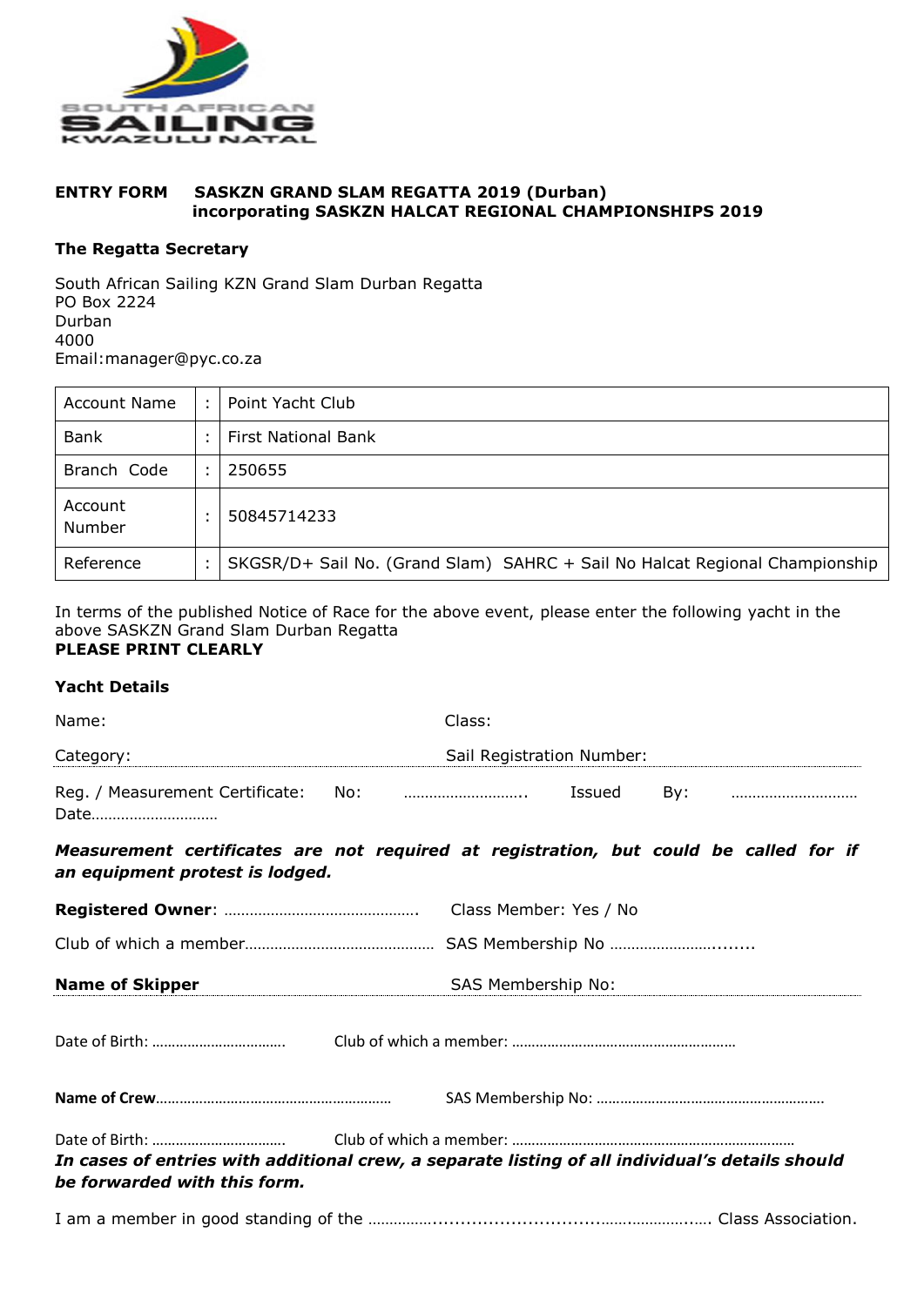SOUTH AFRICAN SAILING KWAZULU NATAL

**ENTRY FORM SASKZN GRAND SLAM REGATTA 2019 (Durban) incorporating SASKZN HALCAT REGIONAL CHAMPIONSHIPS 2019**

**The Regatta Secretary**

South African Sailing KZN Grand Slam Durban Regatta
PO Box 2224
Durban
4000
Email:manager@pyc.co.za

| Account Name | : | Point Yacht Club |
|---|---|---|
| Bank | : | First National Bank |
| Branch Code | : | 250655 |
| Account Number | : | 50845714233 |
| Reference | : | SKGSR/D+ Sail No. (Grand Slam) SAHRC + Sail No Halcat Regional Championship |

In terms of the published Notice of Race for the above event, please enter the following yacht in the above SASKZN Grand Slam Durban Regatta
**PLEASE PRINT CLEARLY**

**Yacht Details**

Name: Class:

Category: Sail Registration Number:

Reg. / Measurement Certificate: No: ……………………….. Issued By: ………………………… Date…………………………

***Measurement certificates are not required at registration, but could be called for if an equipment protest is lodged.***

**Registered Owner**: ………………………………………. Class Member: Yes / No

Club of which a member……………………………………… SAS Membership No ……………………........

**Name of Skipper** SAS Membership No:

Date of Birth: …………………………… Club of which a member: …………………………………………………

**Name of Crew**…………………………………………………… SAS Membership No: …………………………………………………

Date of Birth: …………………………… Club of which a member: ……………………………………………………………

***In cases of entries with additional crew, a separate listing of all individual's details should be forwarded with this form.***

I am a member in good standing of the …………….....................................……………….…. Class Association.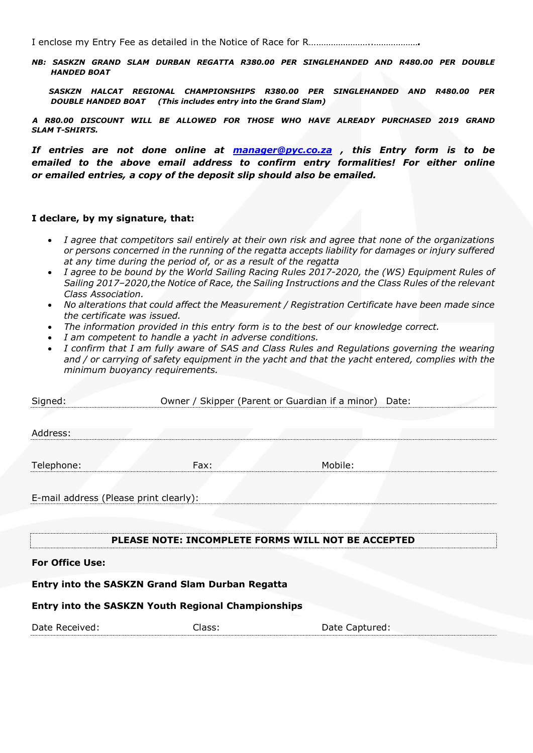I enclose my Entry Fee as detailed in the Notice of Race for R……………………..………………**.**

***NB: SASKZN GRAND SLAM DURBAN REGATTA R380.00 PER SINGLEHANDED AND R480.00 PER DOUBLE HANDED BOAT***

***SASKZN HALCAT REGIONAL CHAMPIONSHIPS R380.00 PER SINGLEHANDED AND R480.00 PER DOUBLE HANDED BOAT (This includes entry into the Grand Slam)***

***A R80.00 DISCOUNT WILL BE ALLOWED FOR THOSE WHO HAVE ALREADY PURCHASED 2019 GRAND SLAM T-SHIRTS.***

***If entries are not done online at [manager@pyc.co.za](mailto:manager@pyc.co.za) , this Entry form is to be emailed to the above email address to confirm entry formalities! For either online or emailed entries, a copy of the deposit slip should also be emailed.***

**I declare, by my signature, that:**

- *I agree that competitors sail entirely at their own risk and agree that none of the organizations or persons concerned in the running of the regatta accepts liability for damages or injury suffered at any time during the period of, or as a result of the regatta*
- *I agree to be bound by the World Sailing Racing Rules 2017-2020, the (WS) Equipment Rules of Sailing 2017–2020,the Notice of Race, the Sailing Instructions and the Class Rules of the relevant Class Association.*
- *No alterations that could affect the Measurement / Registration Certificate have been made since the certificate was issued.*
- *The information provided in this entry form is to the best of our knowledge correct.*
- *I am competent to handle a yacht in adverse conditions.*
- *I confirm that I am fully aware of SAS and Class Rules and Regulations governing the wearing and / or carrying of safety equipment in the yacht and that the yacht entered, complies with the minimum buoyancy requirements.*

Signed: Owner / Skipper (Parent or Guardian if a minor) Date:

Address:

Telephone: Fax: Mobile:

E-mail address (Please print clearly):

**PLEASE NOTE: INCOMPLETE FORMS WILL NOT BE ACCEPTED**

**For Office Use:**

**Entry into the SASKZN Grand Slam Durban Regatta**

**Entry into the SASKZN Youth Regional Championships**

Date Received: Class: Date Captured: